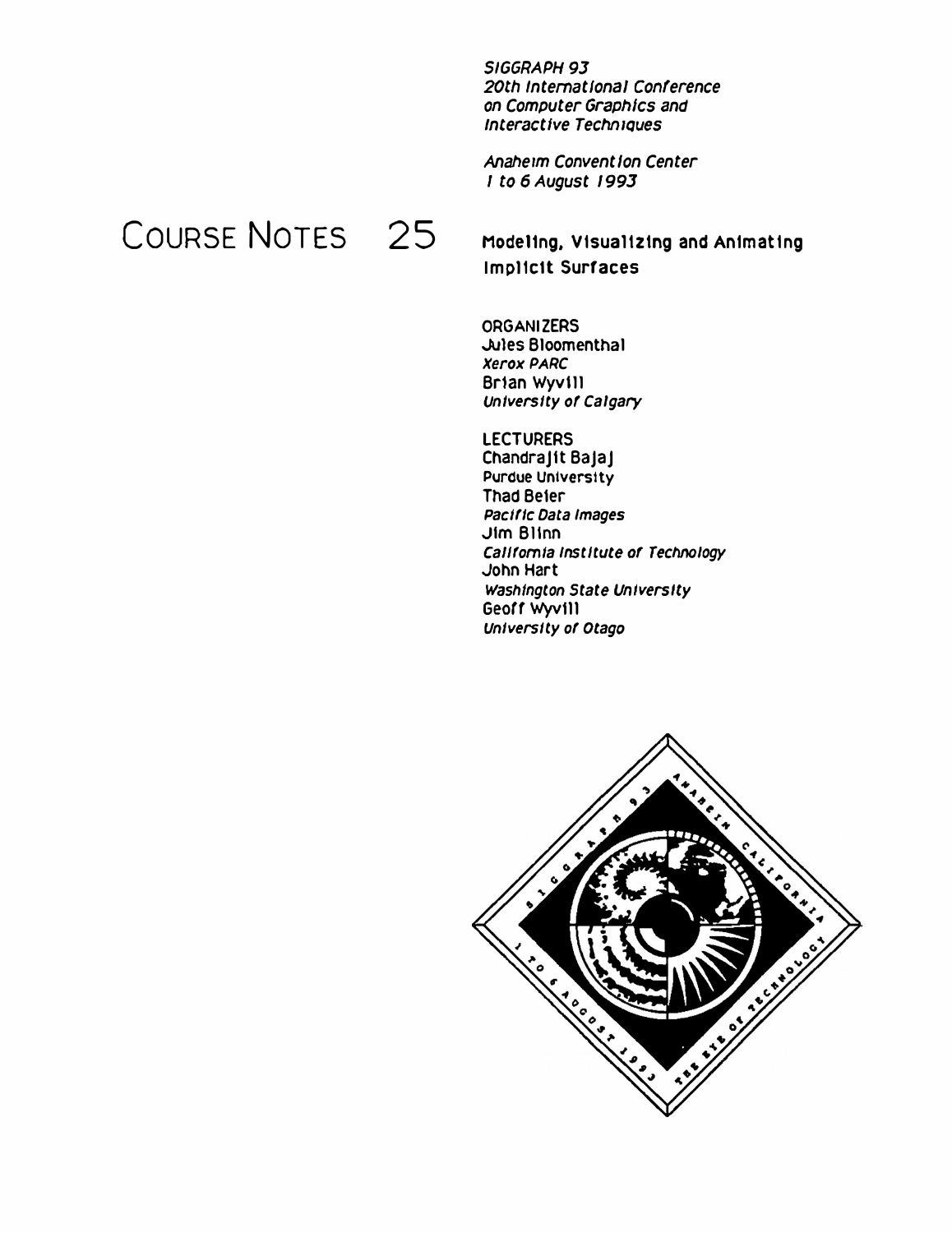*SIGGRAPH 93*
*20th International Conference on Computer Graphics and Interactive Techniques*

*Anaheim Convention Center*
*1 to 6 August 1993*

# COURSE NOTES 25

## Modeling, Visualizing and Animating Implicit Surfaces

ORGANIZERS

Jules Bloomenthal
*Xerox PARC*

Brian Wyvill
*University of Calgary*

LECTURERS

Chandrajit Bajaj
Purdue University

Thad Beier
*Pacific Data Images*

Jim Blinn
*California Institute of Technology*

John Hart
*Washington State University*

Geoff Wyvill
*University of Otago*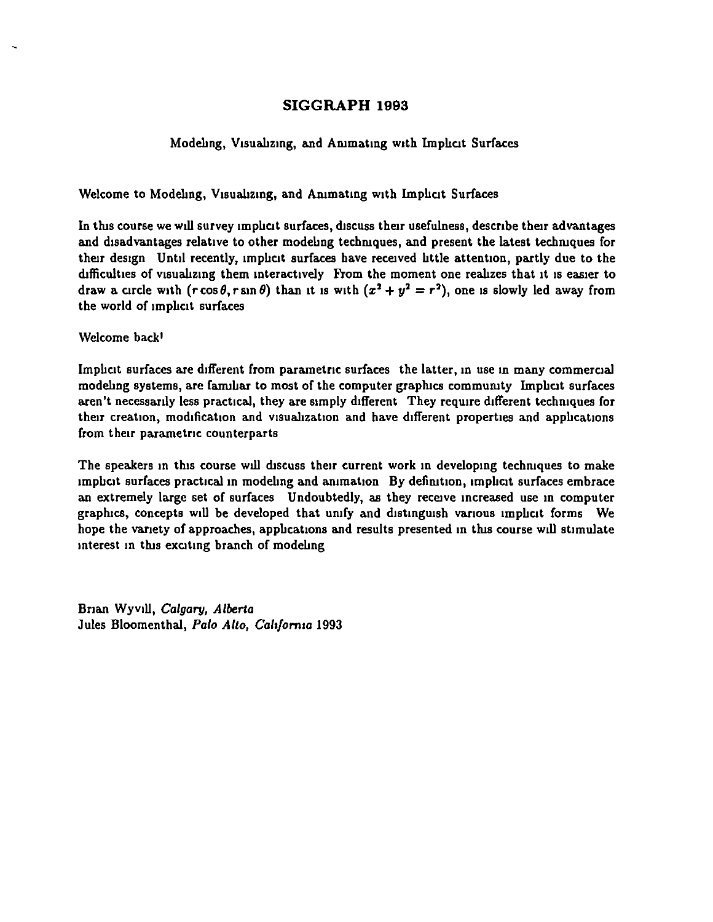# SIGGRAPH 1993

## Modeling, Visualizing, and Animating with Implicit Surfaces

Welcome to Modeling, Visualizing, and Animating with Implicit Surfaces

In this course we will survey implicit surfaces, discuss their usefulness, describe their advantages and disadvantages relative to other modeling techniques, and present the latest techniques for their design. Until recently, implicit surfaces have received little attention, partly due to the difficulties of visualizing them interactively. From the moment one realizes that it is easier to draw a circle with $(r\cos\theta, r\sin\theta)$ than it is with $(x^2 + y^2 = r^2)$, one is slowly led away from the world of implicit surfaces.

Welcome back!

Implicit surfaces are different from parametric surfaces: the latter, in use in many commercial modeling systems, are familiar to most of the computer graphics community. Implicit surfaces aren't necessarily less practical, they are simply different. They require different techniques for their creation, modification and visualization and have different properties and applications from their parametric counterparts.

The speakers in this course will discuss their current work in developing techniques to make implicit surfaces practical in modeling and animation. By definition, implicit surfaces embrace an extremely large set of surfaces. Undoubtedly, as they receive increased use in computer graphics, concepts will be developed that unify and distinguish various implicit forms. We hope the variety of approaches, applications and results presented in this course will stimulate interest in this exciting branch of modeling.

Brian Wyvill, *Calgary, Alberta*
Jules Bloomenthal, *Palo Alto, California* 1993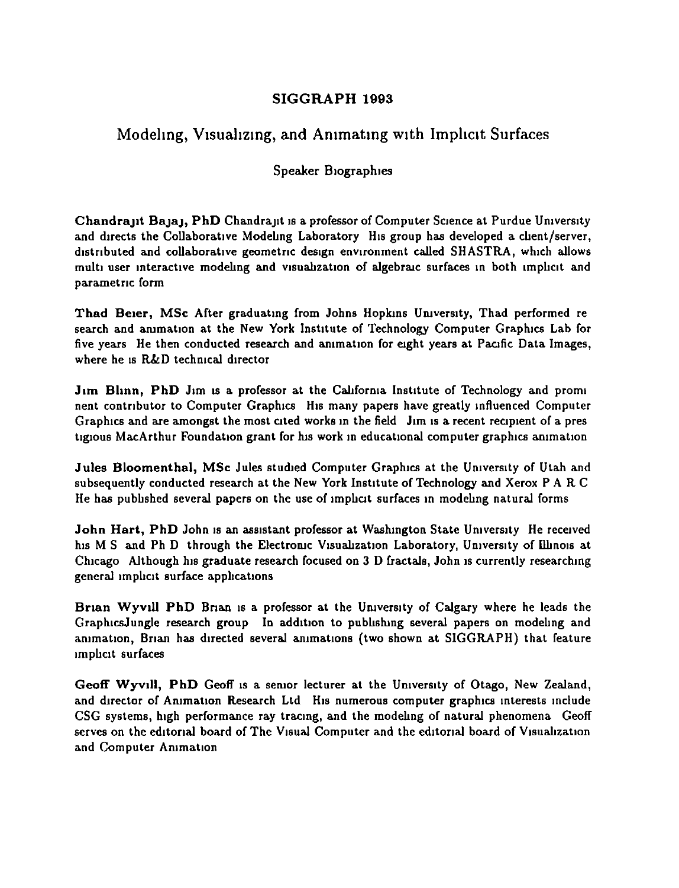**SIGGRAPH 1993**

# Modeling, Visualizing, and Animating with Implicit Surfaces

## Speaker Biographies

**Chandrajit Bajaj, PhD** Chandrajit is a professor of Computer Science at Purdue University and directs the Collaborative Modeling Laboratory His group has developed a client/server, distributed and collaborative geometric design environment called SHASTRA, which allows multi user interactive modeling and visualization of algebraic surfaces in both implicit and parametric form

**Thad Beier, MSc** After graduating from Johns Hopkins University, Thad performed re search and animation at the New York Institute of Technology Computer Graphics Lab for five years He then conducted research and animation for eight years at Pacific Data Images, where he is R&D technical director

**Jim Blinn, PhD** Jim is a professor at the California Institute of Technology and promi nent contributor to Computer Graphics His many papers have greatly influenced Computer Graphics and are amongst the most cited works in the field Jim is a recent recipient of a pres tigious MacArthur Foundation grant for his work in educational computer graphics animation

**Jules Bloomenthal, MSc** Jules studied Computer Graphics at the University of Utah and subsequently conducted research at the New York Institute of Technology and Xerox P A R C He has published several papers on the use of implicit surfaces in modeling natural forms

**John Hart, PhD** John is an assistant professor at Washington State University He received his M S and Ph D through the Electronic Visualization Laboratory, University of Illinois at Chicago Although his graduate research focused on 3 D fractals, John is currently researching general implicit surface applications

**Brian Wyvill PhD** Brian is a professor at the University of Calgary where he leads the GraphicsJungle research group In addition to publishing several papers on modeling and animation, Brian has directed several animations (two shown at SIGGRAPH) that feature implicit surfaces

**Geoff Wyvill, PhD** Geoff is a senior lecturer at the University of Otago, New Zealand, and director of Animation Research Ltd His numerous computer graphics interests include CSG systems, high performance ray tracing, and the modeling of natural phenomena Geoff serves on the editorial board of The Visual Computer and the editorial board of Visualization and Computer Animation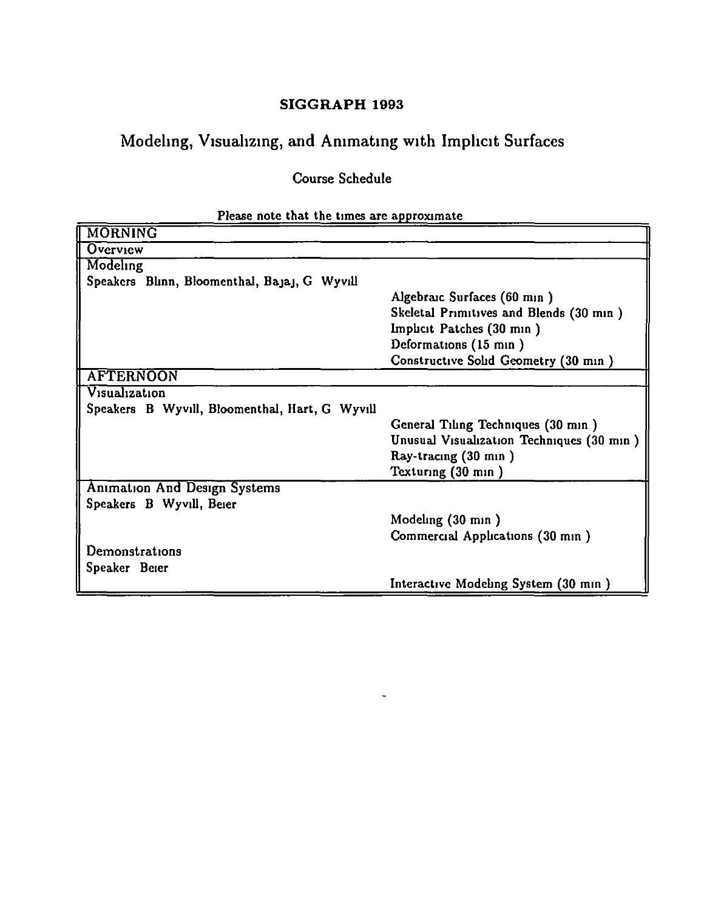# SIGGRAPH 1993

## Modeling, Visualizing, and Animating with Implicit Surfaces

### Course Schedule

Please note that the times are approximate

| | |
|---|---|
| **MORNING** | |
| **Overview** | |
| **Modeling** | |
| Speakers Blinn, Bloomenthal, Bajaj, G Wyvill | |
| | Algebraic Surfaces (60 min ) |
| | Skeletal Primitives and Blends (30 min ) |
| | Implicit Patches (30 min ) |
| | Deformations (15 min ) |
| | Constructive Solid Geometry (30 min ) |
| **AFTERNOON** | |
| **Visualization** | |
| Speakers B Wyvill, Bloomenthal, Hart, G Wyvill | |
| | General Tiling Techniques (30 min ) |
| | Unusual Visualization Techniques (30 min ) |
| | Ray-tracing (30 min ) |
| | Texturing (30 min ) |
| **Animation And Design Systems** | |
| Speakers B Wyvill, Beier | |
| | Modeling (30 min ) |
| | Commercial Applications (30 min ) |
| Demonstrations | |
| Speaker Beier | |
| | Interactive Modeling System (30 min ) |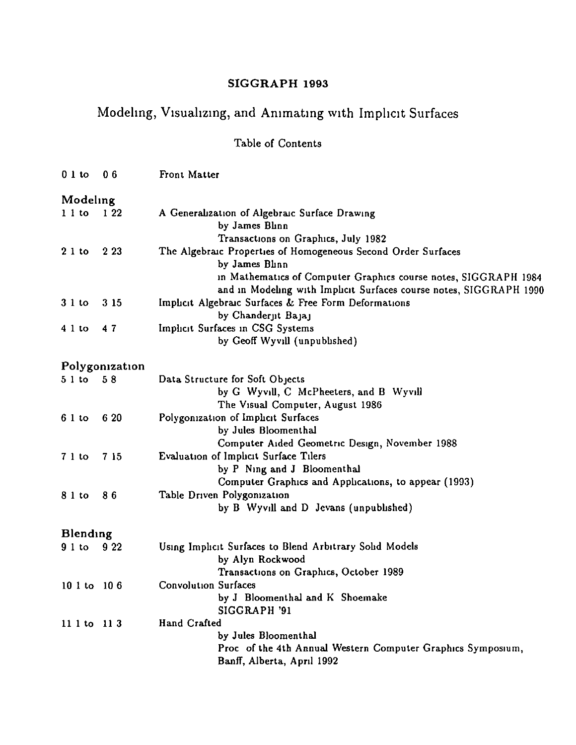# SIGGRAPH 1993

## Modeling, Visualizing, and Animating with Implicit Surfaces

### Table of Contents

| Pages | Contents |
|---|---|
| 0.1 to 0.6 | Front Matter |

### Modeling

| Pages | Contents |
|---|---|
| 1.1 to 1.22 | A Generalization of Algebraic Surface Drawing<br>by James Blinn<br>Transactions on Graphics, July 1982 |
| 2.1 to 2.23 | The Algebraic Properties of Homogeneous Second Order Surfaces<br>by James Blinn<br>in Mathematics of Computer Graphics course notes, SIGGRAPH 1984<br>and in Modeling with Implicit Surfaces course notes, SIGGRAPH 1990 |
| 3.1 to 3.15 | Implicit Algebraic Surfaces & Free Form Deformations<br>by Chanderjit Bajaj |
| 4.1 to 4.7 | Implicit Surfaces in CSG Systems<br>by Geoff Wyvill (unpublished) |

### Polygonization

| Pages | Contents |
|---|---|
| 5.1 to 5.8 | Data Structure for Soft Objects<br>by G. Wyvill, C. McPheeters, and B. Wyvill<br>The Visual Computer, August 1986 |
| 6.1 to 6.20 | Polygonization of Implicit Surfaces<br>by Jules Bloomenthal<br>Computer Aided Geometric Design, November 1988 |
| 7.1 to 7.15 | Evaluation of Implicit Surface Tilers<br>by P. Ning and J. Bloomenthal<br>Computer Graphics and Applications, to appear (1993) |
| 8.1 to 8.6 | Table Driven Polygonization<br>by B. Wyvill and D. Jevans (unpublished) |

### Blending

| Pages | Contents |
|---|---|
| 9.1 to 9.22 | Using Implicit Surfaces to Blend Arbitrary Solid Models<br>by Alyn Rockwood<br>Transactions on Graphics, October 1989 |
| 10.1 to 10.6 | Convolution Surfaces<br>by J. Bloomenthal and K. Shoemake<br>SIGGRAPH '91 |
| 11.1 to 11.3 | Hand Crafted<br>by Jules Bloomenthal<br>Proc. of the 4th Annual Western Computer Graphics Symposium,<br>Banff, Alberta, April 1992 |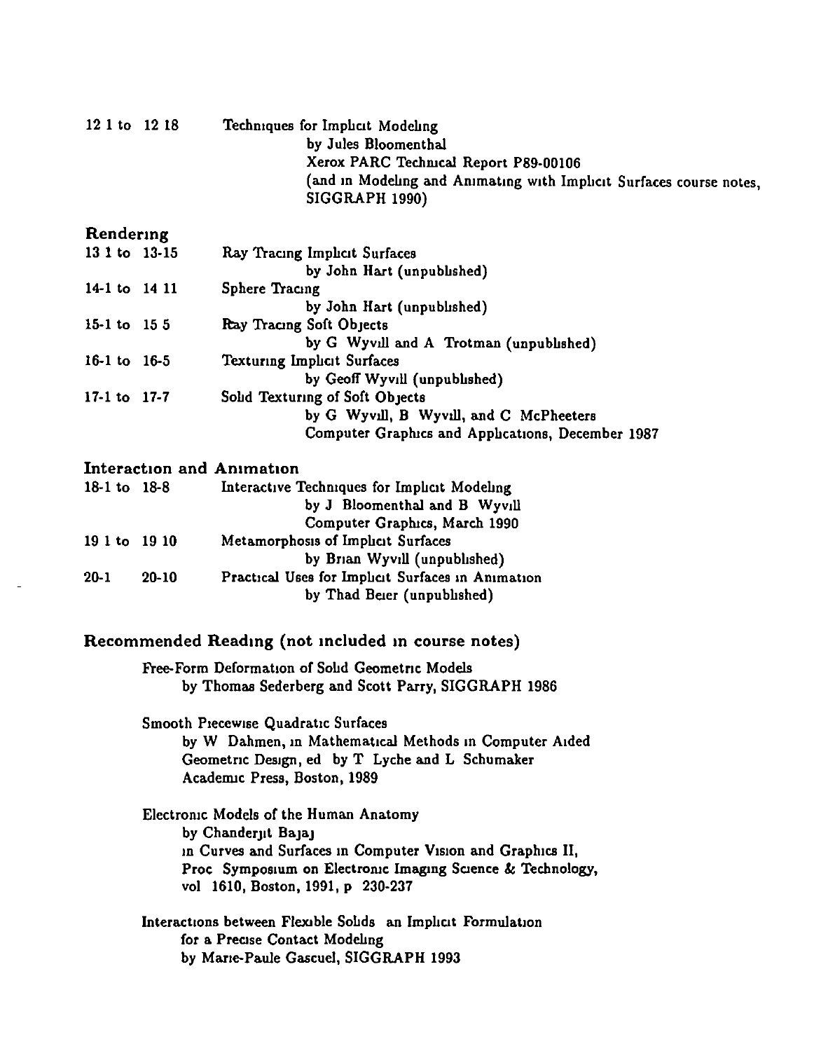| | |
|---|---|
| 12 1 to 12 18 | Techniques for Implicit Modeling<br>by Jules Bloomenthal<br>Xerox PARC Technical Report P89-00106<br>(and in Modeling and Animating with Implicit Surfaces course notes, SIGGRAPH 1990) |

## Rendering

| | |
|---|---|
| 13 1 to 13-15 | Ray Tracing Implicit Surfaces<br>by John Hart (unpublished) |
| 14-1 to 14 11 | Sphere Tracing<br>by John Hart (unpublished) |
| 15-1 to 15 5 | Ray Tracing Soft Objects<br>by G Wyvill and A Trotman (unpublished) |
| 16-1 to 16-5 | Texturing Implicit Surfaces<br>by Geoff Wyvill (unpublished) |
| 17-1 to 17-7 | Solid Texturing of Soft Objects<br>by G Wyvill, B Wyvill, and C McPheeters<br>Computer Graphics and Applications, December 1987 |

## Interaction and Animation

| | |
|---|---|
| 18-1 to 18-8 | Interactive Techniques for Implicit Modeling<br>by J Bloomenthal and B Wyvill<br>Computer Graphics, March 1990 |
| 19 1 to 19 10 | Metamorphosis of Implicit Surfaces<br>by Brian Wyvill (unpublished) |
| 20-1 20-10 | Practical Uses for Implicit Surfaces in Animation<br>by Thad Beier (unpublished) |

## Recommended Reading (not included in course notes)

Free-Form Deformation of Solid Geometric Models
by Thomas Sederberg and Scott Parry, SIGGRAPH 1986

Smooth Piecewise Quadratic Surfaces
by W Dahmen, in Mathematical Methods in Computer Aided Geometric Design, ed by T Lyche and L Schumaker
Academic Press, Boston, 1989

Electronic Models of the Human Anatomy
by Chanderjit Bajaj
in Curves and Surfaces in Computer Vision and Graphics II, Proc Symposium on Electronic Imaging Science & Technology, vol 1610, Boston, 1991, p 230-237

Interactions between Flexible Solids an Implicit Formulation for a Precise Contact Modeling
by Marie-Paule Gascuel, SIGGRAPH 1993